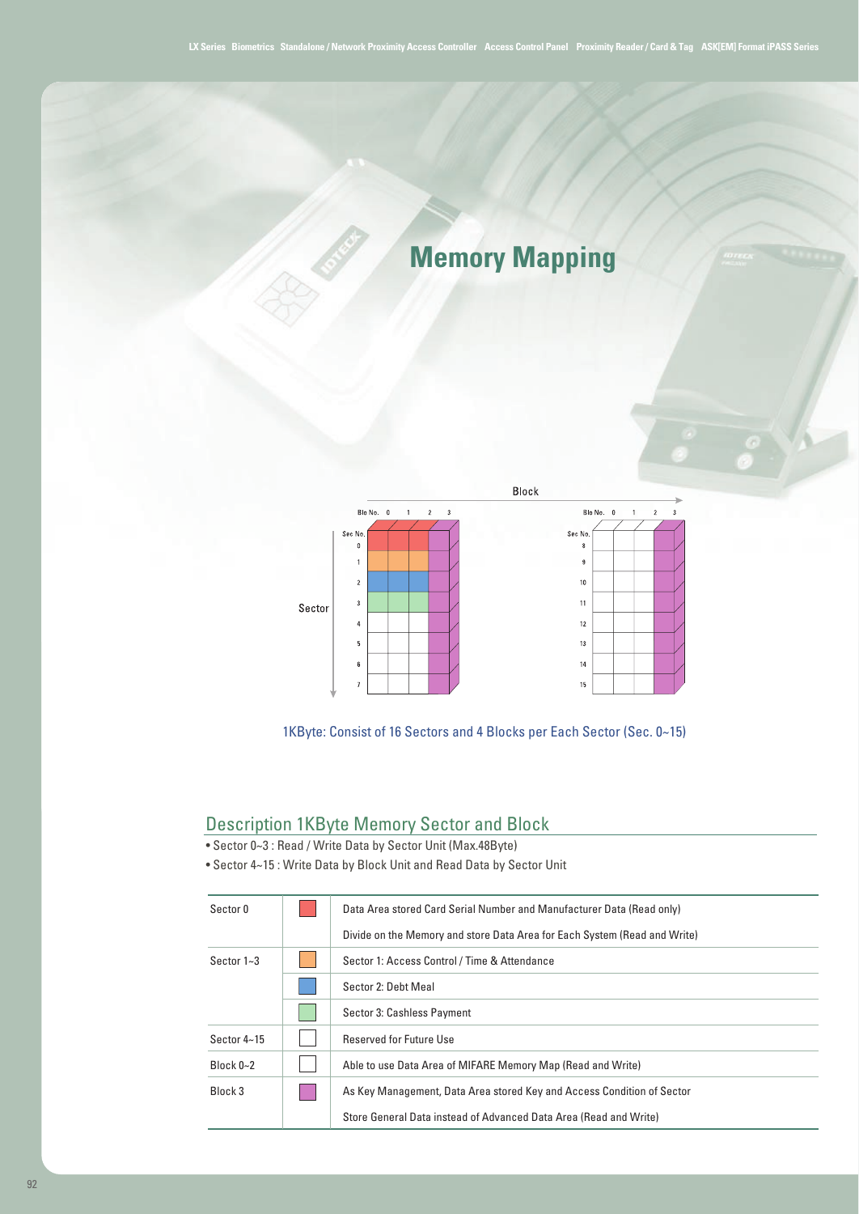# Memory Mapping

1KByte: Consist of 16 Sectors and 4 Blocks per Each Sector (Sec. 0~15)

## Description 1KByte Memory Sector and Block

- Sector 0~3 : Read / Write Data by Sector Unit (Max.48Byte)
- Sector 4~15 : Write Data by Block Unit and Read Data by Sector Unit

| | | |
|---|---|---|
| Sector 0 | | Data Area stored Card Serial Number and Manufacturer Data (Read only) |
| | | Divide on the Memory and store Data Area for Each System (Read and Write) |
| Sector 1~3 | | Sector 1: Access Control / Time & Attendance |
| | | Sector 2: Debt Meal |
| | | Sector 3: Cashless Payment |
| Sector 4~15 | | Reserved for Future Use |
| Block 0~2 | | Able to use Data Area of MIFARE Memory Map (Read and Write) |
| Block 3 | | As Key Management, Data Area stored Key and Access Condition of Sector |
| | | Store General Data instead of Advanced Data Area (Read and Write) |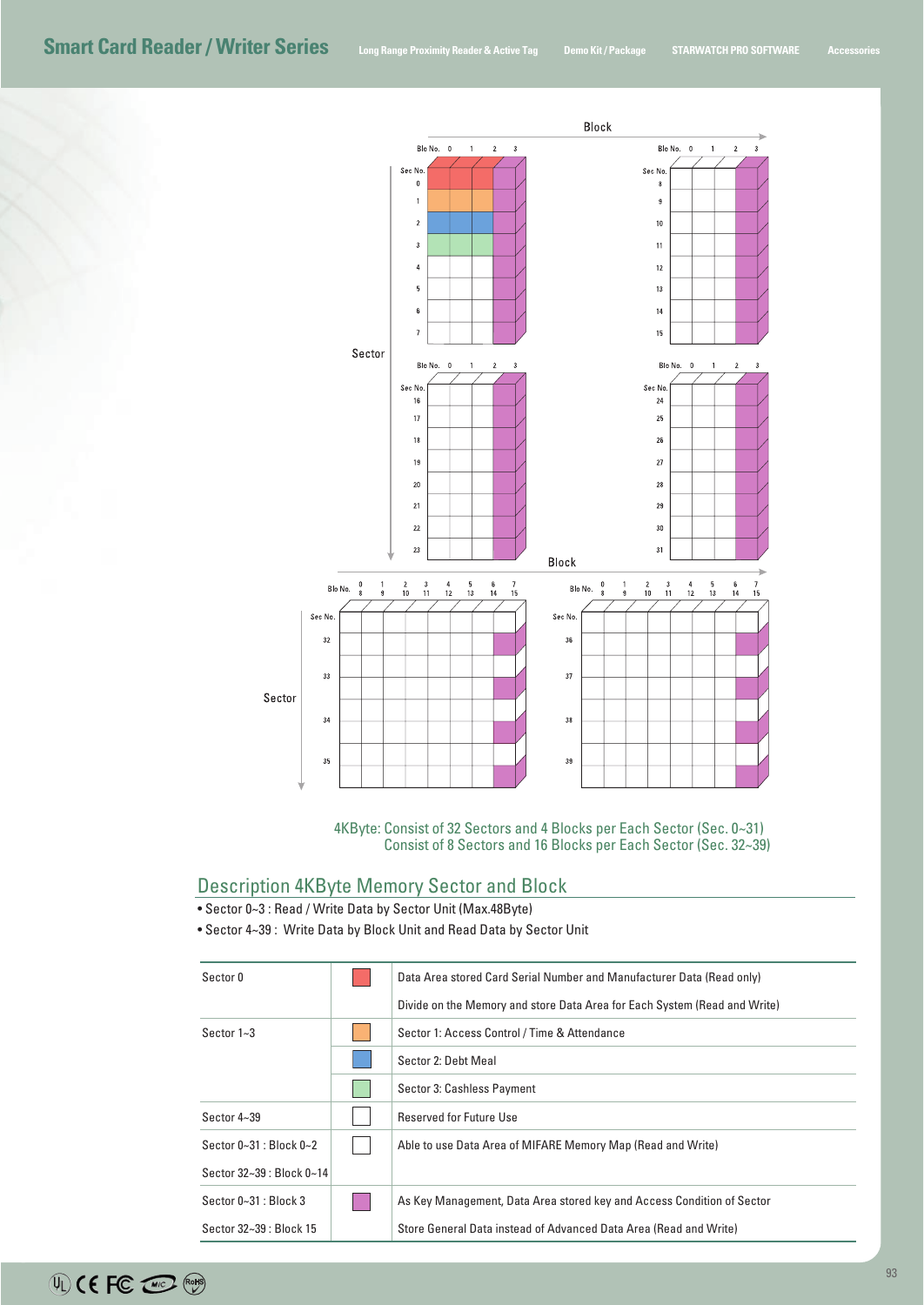Block

Blo No. 0 1 2 3

Sec No. 0 1 2 3 4 5 6 7

Blo No. 0 1 2 3

Sec No. 8 9 10 11 12 13 14 15

Sector

Blo No. 0 1 2 3

Sec No. 16 17 18 19 20 21 22 23

Blo No. 0 1 2 3

Sec No. 24 25 26 27 28 29 30 31

Block

Blo No. 0 1 2 3 4 5 6 7 / 8 9 10 11 12 13 14 15

Sec No. 32 33 34 35

Blo No. 0 1 2 3 4 5 6 7 / 8 9 10 11 12 13 14 15

Sec No. 36 37 38 39

Sector

4KByte: Consist of 32 Sectors and 4 Blocks per Each Sector (Sec. 0~31)
Consist of 8 Sectors and 16 Blocks per Each Sector (Sec. 32~39)

## Description 4KByte Memory Sector and Block

- Sector 0~3 : Read / Write Data by Sector Unit (Max.48Byte)
- Sector 4~39 : Write Data by Block Unit and Read Data by Sector Unit

| | | |
|---|---|---|
| Sector 0 | (red) | Data Area stored Card Serial Number and Manufacturer Data (Read only) |
| | | Divide on the Memory and store Data Area for Each System (Read and Write) |
| Sector 1~3 | (orange) | Sector 1: Access Control / Time & Attendance |
| | (blue) | Sector 2: Debt Meal |
| | (green) | Sector 3: Cashless Payment |
| Sector 4~39 | (white) | Reserved for Future Use |
| Sector 0~31 : Block 0~2 | (white) | Able to use Data Area of MIFARE Memory Map (Read and Write) |
| Sector 32~39 : Block 0~14 | | |
| Sector 0~31 : Block 3 | (purple) | As Key Management, Data Area stored key and Access Condition of Sector |
| Sector 32~39 : Block 15 | | Store General Data instead of Advanced Data Area (Read and Write) |